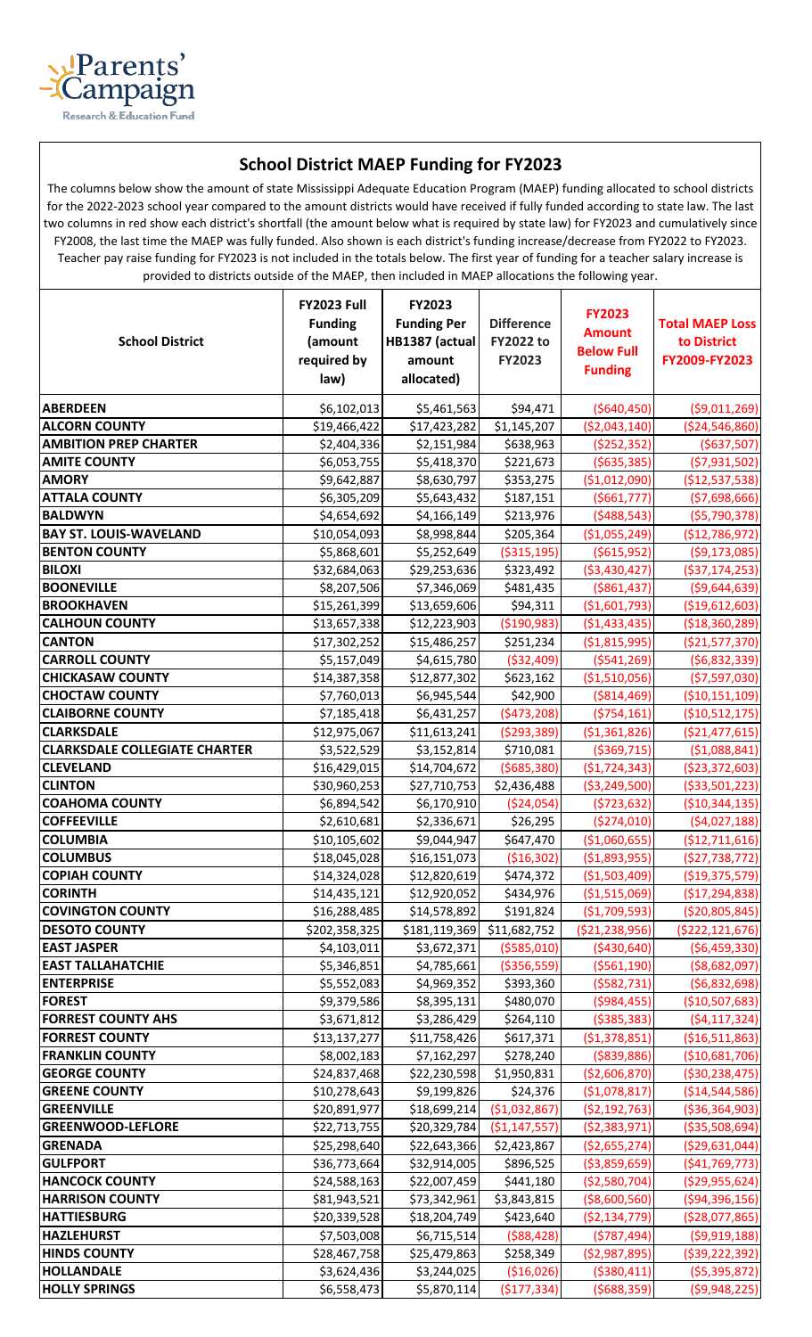Parents' Campaign Research & Education Fund

## School District MAEP Funding for FY2023

The columns below show the amount of state Mississippi Adequate Education Program (MAEP) funding allocated to school districts for the 2022-2023 school year compared to the amount districts would have received if fully funded according to state law. The last two columns in red show each district's shortfall (the amount below what is required by state law) for FY2023 and cumulatively since FY2008, the last time the MAEP was fully funded. Also shown is each district's funding increase/decrease from FY2022 to FY2023. Teacher pay raise funding for FY2023 is not included in the totals below. The first year of funding for a teacher salary increase is provided to districts outside of the MAEP, then included in MAEP allocations the following year.

| School District | FY2023 Full Funding (amount required by law) | FY2023 Funding Per HB1387 (actual amount allocated) | Difference FY2022 to FY2023 | FY2023 Amount Below Full Funding | Total MAEP Loss to District FY2009-FY2023 |
|---|---|---|---|---|---|
| ABERDEEN | $6,102,013 | $5,461,563 | $94,471 | ($640,450) | ($9,011,269) |
| ALCORN COUNTY | $19,466,422 | $17,423,282 | $1,145,207 | ($2,043,140) | ($24,546,860) |
| AMBITION PREP CHARTER | $2,404,336 | $2,151,984 | $638,963 | ($252,352) | ($637,507) |
| AMITE COUNTY | $6,053,755 | $5,418,370 | $221,673 | ($635,385) | ($7,931,502) |
| AMORY | $9,642,887 | $8,630,797 | $353,275 | ($1,012,090) | ($12,537,538) |
| ATTALA COUNTY | $6,305,209 | $5,643,432 | $187,151 | ($661,777) | ($7,698,666) |
| BALDWYN | $4,654,692 | $4,166,149 | $213,976 | ($488,543) | ($5,790,378) |
| BAY ST. LOUIS-WAVELAND | $10,054,093 | $8,998,844 | $205,364 | ($1,055,249) | ($12,786,972) |
| BENTON COUNTY | $5,868,601 | $5,252,649 | ($315,195) | ($615,952) | ($9,173,085) |
| BILOXI | $32,684,063 | $29,253,636 | $323,492 | ($3,430,427) | ($37,174,253) |
| BOONEVILLE | $8,207,506 | $7,346,069 | $481,435 | ($861,437) | ($9,644,639) |
| BROOKHAVEN | $15,261,399 | $13,659,606 | $94,311 | ($1,601,793) | ($19,612,603) |
| CALHOUN COUNTY | $13,657,338 | $12,223,903 | ($190,983) | ($1,433,435) | ($18,360,289) |
| CANTON | $17,302,252 | $15,486,257 | $251,234 | ($1,815,995) | ($21,577,370) |
| CARROLL COUNTY | $5,157,049 | $4,615,780 | ($32,409) | ($541,269) | ($6,832,339) |
| CHICKASAW COUNTY | $14,387,358 | $12,877,302 | $623,162 | ($1,510,056) | ($7,597,030) |
| CHOCTAW COUNTY | $7,760,013 | $6,945,544 | $42,900 | ($814,469) | ($10,151,109) |
| CLAIBORNE COUNTY | $7,185,418 | $6,431,257 | ($473,208) | ($754,161) | ($10,512,175) |
| CLARKSDALE | $12,975,067 | $11,613,241 | ($293,389) | ($1,361,826) | ($21,477,615) |
| CLARKSDALE COLLEGIATE CHARTER | $3,522,529 | $3,152,814 | $710,081 | ($369,715) | ($1,088,841) |
| CLEVELAND | $16,429,015 | $14,704,672 | ($685,380) | ($1,724,343) | ($23,372,603) |
| CLINTON | $30,960,253 | $27,710,753 | $2,436,488 | ($3,249,500) | ($33,501,223) |
| COAHOMA COUNTY | $6,894,542 | $6,170,910 | ($24,054) | ($723,632) | ($10,344,135) |
| COFFEEVILLE | $2,610,681 | $2,336,671 | $26,295 | ($274,010) | ($4,027,188) |
| COLUMBIA | $10,105,602 | $9,044,947 | $647,470 | ($1,060,655) | ($12,711,616) |
| COLUMBUS | $18,045,028 | $16,151,073 | ($16,302) | ($1,893,955) | ($27,738,772) |
| COPIAH COUNTY | $14,324,028 | $12,820,619 | $474,372 | ($1,503,409) | ($19,375,579) |
| CORINTH | $14,435,121 | $12,920,052 | $434,976 | ($1,515,069) | ($17,294,838) |
| COVINGTON COUNTY | $16,288,485 | $14,578,892 | $191,824 | ($1,709,593) | ($20,805,845) |
| DESOTO COUNTY | $202,358,325 | $181,119,369 | $11,682,752 | ($21,238,956) | ($222,121,676) |
| EAST JASPER | $4,103,011 | $3,672,371 | ($585,010) | ($430,640) | ($6,459,330) |
| EAST TALLAHATCHIE | $5,346,851 | $4,785,661 | ($356,559) | ($561,190) | ($8,682,097) |
| ENTERPRISE | $5,552,083 | $4,969,352 | $393,360 | ($582,731) | ($6,832,698) |
| FOREST | $9,379,586 | $8,395,131 | $480,070 | ($984,455) | ($10,507,683) |
| FORREST COUNTY AHS | $3,671,812 | $3,286,429 | $264,110 | ($385,383) | ($4,117,324) |
| FORREST COUNTY | $13,137,277 | $11,758,426 | $617,371 | ($1,378,851) | ($16,511,863) |
| FRANKLIN COUNTY | $8,002,183 | $7,162,297 | $278,240 | ($839,886) | ($10,681,706) |
| GEORGE COUNTY | $24,837,468 | $22,230,598 | $1,950,831 | ($2,606,870) | ($30,238,475) |
| GREENE COUNTY | $10,278,643 | $9,199,826 | $24,376 | ($1,078,817) | ($14,544,586) |
| GREENVILLE | $20,891,977 | $18,699,214 | ($1,032,867) | ($2,192,763) | ($36,364,903) |
| GREENWOOD-LEFLORE | $22,713,755 | $20,329,784 | ($1,147,557) | ($2,383,971) | ($35,508,694) |
| GRENADA | $25,298,640 | $22,643,366 | $2,423,867 | ($2,655,274) | ($29,631,044) |
| GULFPORT | $36,773,664 | $32,914,005 | $896,525 | ($3,859,659) | ($41,769,773) |
| HANCOCK COUNTY | $24,588,163 | $22,007,459 | $441,180 | ($2,580,704) | ($29,955,624) |
| HARRISON COUNTY | $81,943,521 | $73,342,961 | $3,843,815 | ($8,600,560) | ($94,396,156) |
| HATTIESBURG | $20,339,528 | $18,204,749 | $423,640 | ($2,134,779) | ($28,077,865) |
| HAZLEHURST | $7,503,008 | $6,715,514 | ($88,428) | ($787,494) | ($9,919,188) |
| HINDS COUNTY | $28,467,758 | $25,479,863 | $258,349 | ($2,987,895) | ($39,222,392) |
| HOLLANDALE | $3,624,436 | $3,244,025 | ($16,026) | ($380,411) | ($5,395,872) |
| HOLLY SPRINGS | $6,558,473 | $5,870,114 | ($177,334) | ($688,359) | ($9,948,225) |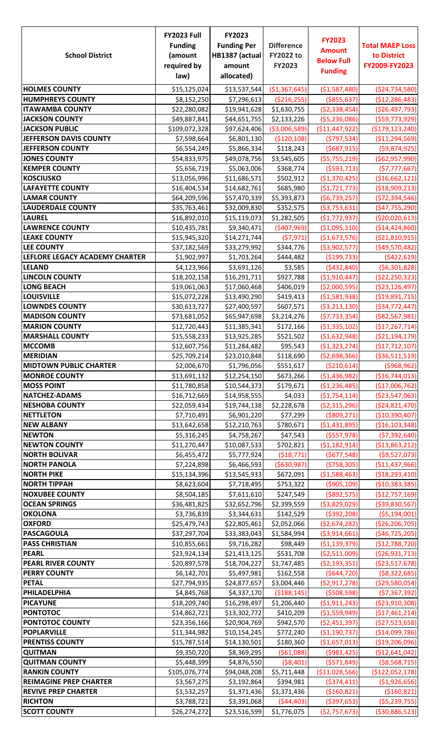| School District | FY2023 Full Funding (amount required by law) | FY2023 Funding Per HB1387 (actual amount allocated) | Difference FY2022 to FY2023 | FY2023 Amount Below Full Funding | Total MAEP Loss to District FY2009-FY2023 |
|---|---|---|---|---|---|
| HOLMES COUNTY | $15,125,024 | $13,537,544 | ($1,367,645) | ($1,587,480) | ($24,734,580) |
| HUMPHREYS COUNTY | $8,152,250 | $7,296,613 | ($216,255) | ($855,637) | ($12,286,483) |
| ITAWAMBA COUNTY | $22,280,082 | $19,941,628 | $1,630,755 | ($2,338,454) | ($26,497,793) |
| JACKSON COUNTY | $49,887,841 | $44,651,755 | $2,133,226 | ($5,236,086) | ($59,773,929) |
| JACKSON PUBLIC | $109,072,328 | $97,624,406 | ($3,006,589) | ($11,447,922) | ($179,123,240) |
| JEFFERSON DAVIS COUNTY | $7,598,664 | $6,801,130 | ($120,108) | ($797,534) | ($11,294,569) |
| JEFFERSON COUNTY | $6,554,249 | $5,866,334 | $118,243 | ($687,915) | ($9,874,925) |
| JONES COUNTY | $54,833,975 | $49,078,756 | $3,545,605 | ($5,755,219) | ($62,957,990) |
| KEMPER COUNTY | $5,656,719 | $5,063,006 | $368,774 | ($593,713) | ($7,777,667) |
| KOSCIUSKO | $13,056,996 | $11,686,571 | $502,912 | ($1,370,425) | ($16,662,121) |
| LAFAYETTE COUNTY | $16,404,534 | $14,682,761 | $685,980 | ($1,721,773) | ($18,909,213) |
| LAMAR COUNTY | $64,209,596 | $57,470,339 | $5,393,873 | ($6,739,257) | ($72,394,546) |
| LAUDERDALE COUNTY | $35,763,461 | $32,009,830 | $352,575 | ($3,753,631) | ($47,755,290) |
| LAUREL | $16,892,010 | $15,119,073 | $1,282,505 | ($1,772,937) | ($20,020,613) |
| LAWRENCE COUNTY | $10,435,781 | $9,340,471 | ($407,969) | ($1,095,310) | ($14,424,860) |
| LEAKE COUNTY | $15,945,320 | $14,271,744 | ($7,971) | ($1,673,576) | ($21,810,915) |
| LEE COUNTY | $37,182,569 | $33,279,992 | $344,776 | ($3,902,577) | ($49,570,482) |
| LEFLORE LEGACY ACADEMY CHARTER | $1,902,997 | $1,703,264 | $444,482 | ($199,733) | ($422,619) |
| LELAND | $4,123,966 | $3,691,126 | $3,585 | ($432,840) | ($6,301,828) |
| LINCOLN COUNTY | $18,202,158 | $16,291,711 | $927,788 | ($1,910,447) | ($22,250,323) |
| LONG BEACH | $19,061,063 | $17,060,468 | $406,019 | ($2,000,595) | ($23,126,497) |
| LOUISVILLE | $15,072,228 | $13,490,290 | $419,413 | ($1,581,938) | ($19,891,715) |
| LOWNDES COUNTY | $30,613,727 | $27,400,597 | $607,571 | ($3,213,130) | ($34,772,447) |
| MADISON COUNTY | $73,681,052 | $65,947,698 | $3,214,276 | ($7,733,354) | ($82,567,981) |
| MARION COUNTY | $12,720,443 | $11,385,341 | $172,166 | ($1,335,102) | ($17,267,714) |
| MARSHALL COUNTY | $15,558,233 | $13,925,285 | $521,502 | ($1,632,948) | ($21,194,179) |
| MCCOMB | $12,607,756 | $11,284,482 | $95,543 | ($1,323,274) | ($17,712,107) |
| MERIDIAN | $25,709,214 | $23,010,848 | $118,690 | ($2,698,366) | ($36,511,519) |
| MIDTOWN PUBLIC CHARTER | $2,006,670 | $1,796,056 | $551,617 | ($210,614) | ($968,962) |
| MONROE COUNTY | $13,691,132 | $12,254,150 | $673,266 | ($1,436,982) | ($16,744,013) |
| MOSS POINT | $11,780,858 | $10,544,373 | $179,671 | ($1,236,485) | ($17,006,762) |
| NATCHEZ-ADAMS | $16,712,669 | $14,958,555 | $4,033 | ($1,754,114) | ($23,547,063) |
| NESHOBA COUNTY | $22,059,434 | $19,744,138 | $2,228,678 | ($2,315,296) | ($24,821,470) |
| NETTLETON | $7,710,491 | $6,901,220 | $77,299 | ($809,271) | ($10,390,407) |
| NEW ALBANY | $13,642,658 | $12,210,763 | $780,671 | ($1,431,895) | ($16,103,348) |
| NEWTON | $5,316,245 | $4,758,267 | $47,543 | ($557,978) | ($7,392,640) |
| NEWTON COUNTY | $11,270,447 | $10,087,533 | $702,821 | ($1,182,914) | ($13,863,212) |
| NORTH BOLIVAR | $6,455,472 | $5,777,924 | ($18,771) | ($677,548) | ($9,527,073) |
| NORTH PANOLA | $7,224,898 | $6,466,593 | ($630,987) | ($758,305) | ($11,437,966) |
| NORTH PIKE | $15,134,396 | $13,545,933 | $672,091 | ($1,588,463) | ($18,293,410) |
| NORTH TIPPAH | $8,623,604 | $7,718,495 | $753,322 | ($905,109) | ($10,383,385) |
| NOXUBEE COUNTY | $8,504,185 | $7,611,610 | $247,549 | ($892,575) | ($12,757,169) |
| OCEAN SPRINGS | $36,481,825 | $32,652,796 | $2,399,559 | ($3,829,029) | ($39,830,567) |
| OKOLONA | $3,736,839 | $3,344,631 | $142,529 | ($392,208) | ($5,194,001) |
| OXFORD | $25,479,743 | $22,805,461 | $2,052,066 | ($2,674,282) | ($26,206,705) |
| PASCAGOULA | $37,297,704 | $33,383,043 | $1,584,994 | ($3,914,661) | ($46,725,205) |
| PASS CHRISTIAN | $10,855,661 | $9,716,282 | $98,449 | ($1,139,379) | ($12,788,720) |
| PEARL | $23,924,134 | $21,413,125 | $531,708 | ($2,511,009) | ($26,931,713) |
| PEARL RIVER COUNTY | $20,897,578 | $18,704,227 | $1,747,485 | ($2,193,351) | ($23,517,678) |
| PERRY COUNTY | $6,142,701 | $5,497,981 | $162,558 | ($644,720) | ($8,322,685) |
| PETAL | $27,794,935 | $24,877,657 | $3,004,446 | ($2,917,278) | ($29,580,054) |
| PHILADELPHIA | $4,845,768 | $4,337,170 | ($188,145) | ($508,598) | ($7,367,392) |
| PICAYUNE | $18,209,740 | $16,298,497 | $1,206,440 | ($1,911,243) | ($23,910,308) |
| PONTOTOC | $14,862,721 | $13,302,772 | $410,209 | ($1,559,949) | ($17,461,214) |
| PONTOTOC COUNTY | $23,356,166 | $20,904,769 | $942,570 | ($2,451,397) | ($27,523,658) |
| POPLARVILLE | $11,344,982 | $10,154,245 | $772,240 | ($1,190,737) | ($14,099,786) |
| PRENTISS COUNTY | $15,787,514 | $14,130,501 | $180,360 | ($1,657,013) | ($19,206,096) |
| QUITMAN | $9,350,720 | $8,369,295 | ($61,088) | ($981,425) | ($12,641,042) |
| QUITMAN COUNTY | $5,448,399 | $4,876,550 | ($8,401) | ($571,849) | ($8,568,715) |
| RANKIN COUNTY | $105,076,774 | $94,048,208 | $5,711,448 | ($11,028,566) | ($122,052,178) |
| REIMAGINE PREP CHARTER | $3,567,275 | $3,192,864 | $394,981 | ($374,411) | ($1,926,656) |
| REVIVE PREP CHARTER | $1,532,257 | $1,371,436 | $1,371,436 | ($160,821) | ($160,821) |
| RICHTON | $3,788,721 | $3,391,068 | ($44,403) | ($397,653) | ($5,239,755) |
| SCOTT COUNTY | $26,274,272 | $23,516,599 | $1,776,075 | ($2,757,673) | ($30,886,523) |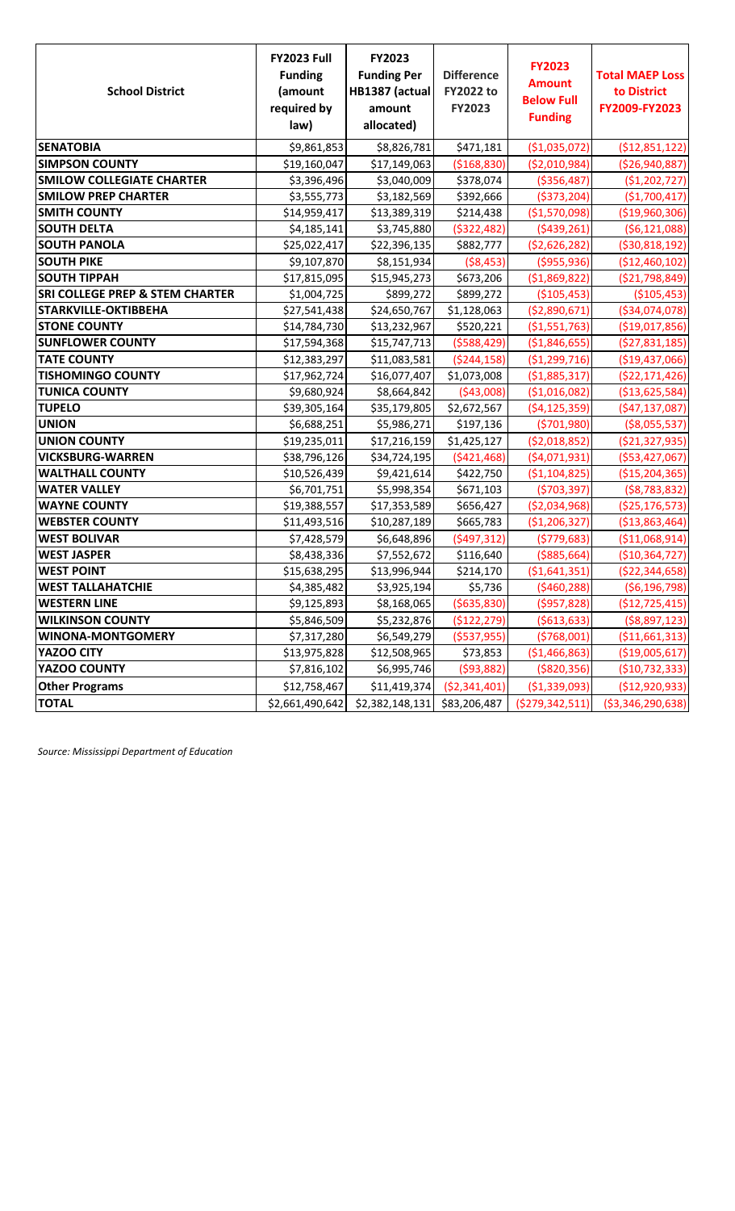| School District | FY2023 Full Funding (amount required by law) | FY2023 Funding Per HB1387 (actual amount allocated) | Difference FY2022 to FY2023 | FY2023 Amount Below Full Funding | Total MAEP Loss to District FY2009-FY2023 |
|---|---|---|---|---|---|
| **SENATOBIA** | $9,861,853 | $8,826,781 | $471,181 | ($1,035,072) | ($12,851,122) |
| **SIMPSON COUNTY** | $19,160,047 | $17,149,063 | ($168,830) | ($2,010,984) | ($26,940,887) |
| **SMILOW COLLEGIATE CHARTER** | $3,396,496 | $3,040,009 | $378,074 | ($356,487) | ($1,202,727) |
| **SMILOW PREP CHARTER** | $3,555,773 | $3,182,569 | $392,666 | ($373,204) | ($1,700,417) |
| **SMITH COUNTY** | $14,959,417 | $13,389,319 | $214,438 | ($1,570,098) | ($19,960,306) |
| **SOUTH DELTA** | $4,185,141 | $3,745,880 | ($322,482) | ($439,261) | ($6,121,088) |
| **SOUTH PANOLA** | $25,022,417 | $22,396,135 | $882,777 | ($2,626,282) | ($30,818,192) |
| **SOUTH PIKE** | $9,107,870 | $8,151,934 | ($8,453) | ($955,936) | ($12,460,102) |
| **SOUTH TIPPAH** | $17,815,095 | $15,945,273 | $673,206 | ($1,869,822) | ($21,798,849) |
| **SRI COLLEGE PREP & STEM CHARTER** | $1,004,725 | $899,272 | $899,272 | ($105,453) | ($105,453) |
| **STARKVILLE-OKTIBBEHA** | $27,541,438 | $24,650,767 | $1,128,063 | ($2,890,671) | ($34,074,078) |
| **STONE COUNTY** | $14,784,730 | $13,232,967 | $520,221 | ($1,551,763) | ($19,017,856) |
| **SUNFLOWER COUNTY** | $17,594,368 | $15,747,713 | ($588,429) | ($1,846,655) | ($27,831,185) |
| **TATE COUNTY** | $12,383,297 | $11,083,581 | ($244,158) | ($1,299,716) | ($19,437,066) |
| **TISHOMINGO COUNTY** | $17,962,724 | $16,077,407 | $1,073,008 | ($1,885,317) | ($22,171,426) |
| **TUNICA COUNTY** | $9,680,924 | $8,664,842 | ($43,008) | ($1,016,082) | ($13,625,584) |
| **TUPELO** | $39,305,164 | $35,179,805 | $2,672,567 | ($4,125,359) | ($47,137,087) |
| **UNION** | $6,688,251 | $5,986,271 | $197,136 | ($701,980) | ($8,055,537) |
| **UNION COUNTY** | $19,235,011 | $17,216,159 | $1,425,127 | ($2,018,852) | ($21,327,935) |
| **VICKSBURG-WARREN** | $38,796,126 | $34,724,195 | ($421,468) | ($4,071,931) | ($53,427,067) |
| **WALTHALL COUNTY** | $10,526,439 | $9,421,614 | $422,750 | ($1,104,825) | ($15,204,365) |
| **WATER VALLEY** | $6,701,751 | $5,998,354 | $671,103 | ($703,397) | ($8,783,832) |
| **WAYNE COUNTY** | $19,388,557 | $17,353,589 | $656,427 | ($2,034,968) | ($25,176,573) |
| **WEBSTER COUNTY** | $11,493,516 | $10,287,189 | $665,783 | ($1,206,327) | ($13,863,464) |
| **WEST BOLIVAR** | $7,428,579 | $6,648,896 | ($497,312) | ($779,683) | ($11,068,914) |
| **WEST JASPER** | $8,438,336 | $7,552,672 | $116,640 | ($885,664) | ($10,364,727) |
| **WEST POINT** | $15,638,295 | $13,996,944 | $214,170 | ($1,641,351) | ($22,344,658) |
| **WEST TALLAHATCHIE** | $4,385,482 | $3,925,194 | $5,736 | ($460,288) | ($6,196,798) |
| **WESTERN LINE** | $9,125,893 | $8,168,065 | ($635,830) | ($957,828) | ($12,725,415) |
| **WILKINSON COUNTY** | $5,846,509 | $5,232,876 | ($122,279) | ($613,633) | ($8,897,123) |
| **WINONA-MONTGOMERY** | $7,317,280 | $6,549,279 | ($537,955) | ($768,001) | ($11,661,313) |
| **YAZOO CITY** | $13,975,828 | $12,508,965 | $73,853 | ($1,466,863) | ($19,005,617) |
| **YAZOO COUNTY** | $7,816,102 | $6,995,746 | ($93,882) | ($820,356) | ($10,732,333) |
| **Other Programs** | $12,758,467 | $11,419,374 | ($2,341,401) | ($1,339,093) | ($12,920,933) |
| **TOTAL** | $2,661,490,642 | $2,382,148,131 | $83,206,487 | ($279,342,511) | ($3,346,290,638) |

*Source: Mississippi Department of Education*